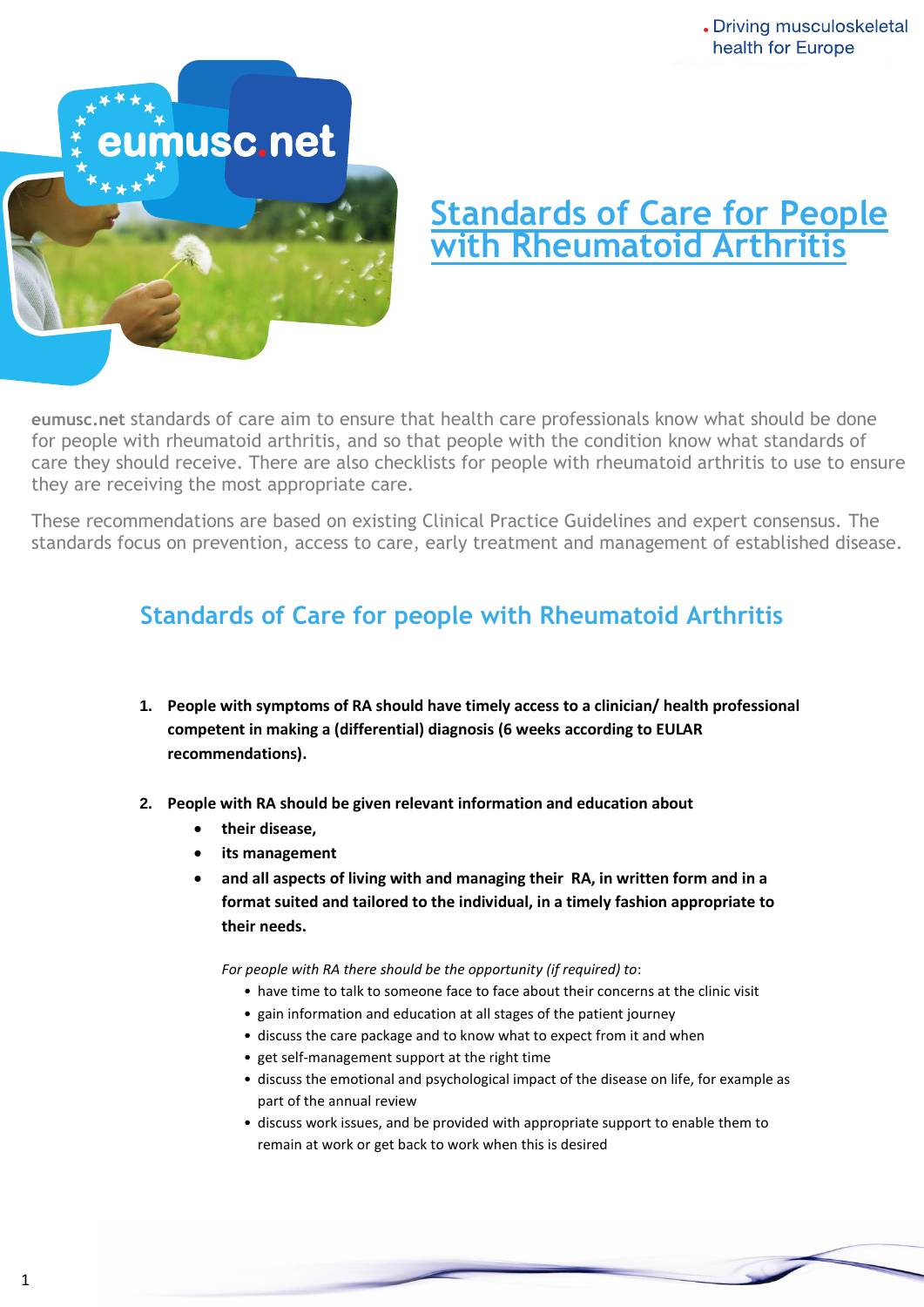Driving musculoskeletal health for Europe

# Standards of Care for People with Rheumatoid Arthritis

**eumusc.net** standards of care aim to ensure that health care professionals know what should be done for people with rheumatoid arthritis, and so that people with the condition know what standards of care they should receive. There are also checklists for people with rheumatoid arthritis to use to ensure they are receiving the most appropriate care.

These recommendations are based on existing Clinical Practice Guidelines and expert consensus. The standards focus on prevention, access to care, early treatment and management of established disease.

## Standards of Care for people with Rheumatoid Arthritis

1. **People with symptoms of RA should have timely access to a clinician/ health professional competent in making a (differential) diagnosis (6 weeks according to EULAR recommendations).**

2. **People with RA should be given relevant information and education about**
   - **their disease,**
   - **its management**
   - **and all aspects of living with and managing their RA, in written form and in a format suited and tailored to the individual, in a timely fashion appropriate to their needs.**

   *For people with RA there should be the opportunity (if required) to*:
   - have time to talk to someone face to face about their concerns at the clinic visit
   - gain information and education at all stages of the patient journey
   - discuss the care package and to know what to expect from it and when
   - get self-management support at the right time
   - discuss the emotional and psychological impact of the disease on life, for example as part of the annual review
   - discuss work issues, and be provided with appropriate support to enable them to remain at work or get back to work when this is desired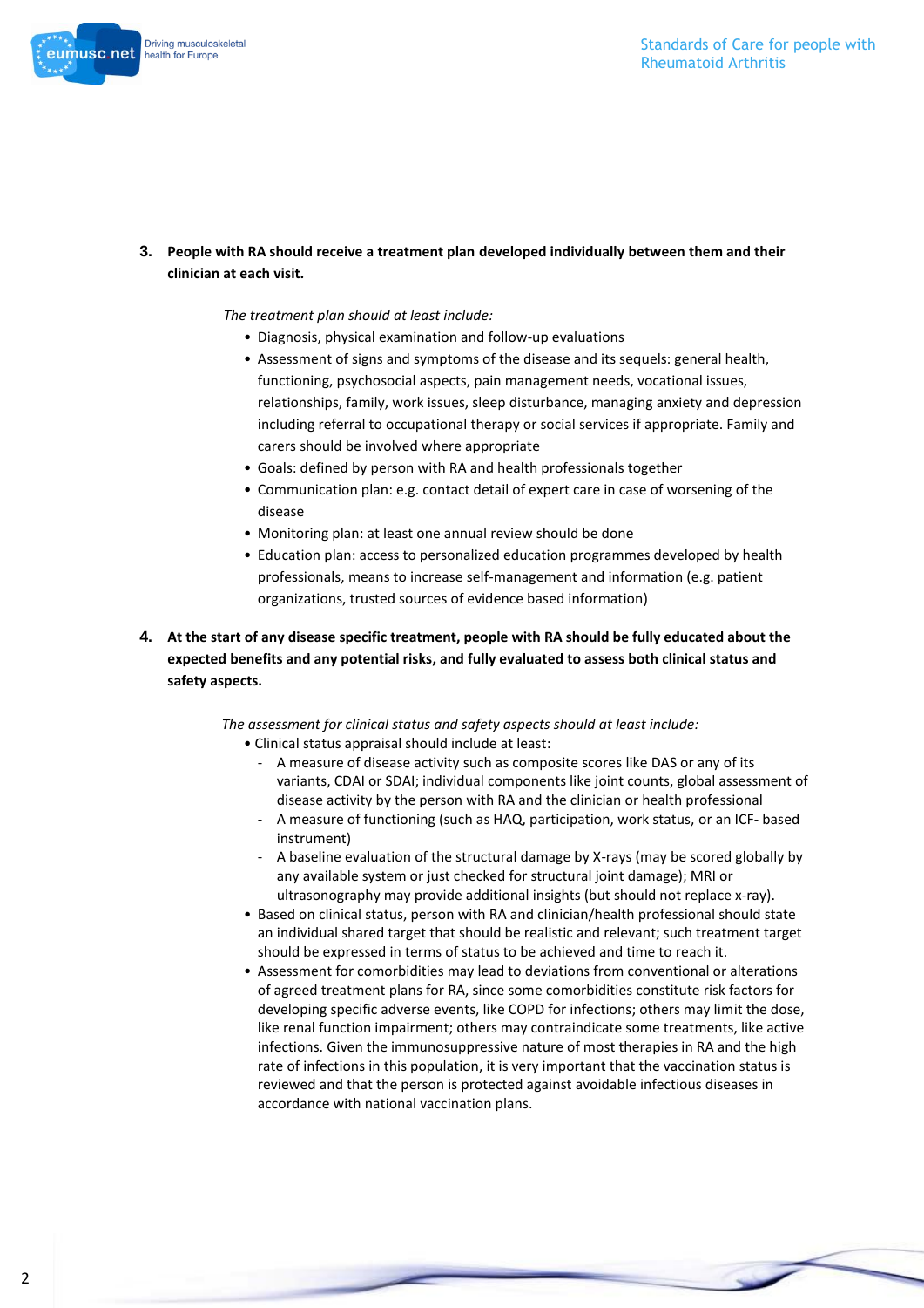3. **People with RA should receive a treatment plan developed individually between them and their clinician at each visit.**

   *The treatment plan should at least include:*

   - Diagnosis, physical examination and follow-up evaluations
   - Assessment of signs and symptoms of the disease and its sequels: general health, functioning, psychosocial aspects, pain management needs, vocational issues, relationships, family, work issues, sleep disturbance, managing anxiety and depression including referral to occupational therapy or social services if appropriate. Family and carers should be involved where appropriate
   - Goals: defined by person with RA and health professionals together
   - Communication plan: e.g. contact detail of expert care in case of worsening of the disease
   - Monitoring plan: at least one annual review should be done
   - Education plan: access to personalized education programmes developed by health professionals, means to increase self-management and information (e.g. patient organizations, trusted sources of evidence based information)

4. **At the start of any disease specific treatment, people with RA should be fully educated about the expected benefits and any potential risks, and fully evaluated to assess both clinical status and safety aspects.**

   *The assessment for clinical status and safety aspects should at least include:*

   - Clinical status appraisal should include at least:
     - A measure of disease activity such as composite scores like DAS or any of its variants, CDAI or SDAI; individual components like joint counts, global assessment of disease activity by the person with RA and the clinician or health professional
     - A measure of functioning (such as HAQ, participation, work status, or an ICF- based instrument)
     - A baseline evaluation of the structural damage by X-rays (may be scored globally by any available system or just checked for structural joint damage); MRI or ultrasonography may provide additional insights (but should not replace x-ray).
   - Based on clinical status, person with RA and clinician/health professional should state an individual shared target that should be realistic and relevant; such treatment target should be expressed in terms of status to be achieved and time to reach it.
   - Assessment for comorbidities may lead to deviations from conventional or alterations of agreed treatment plans for RA, since some comorbidities constitute risk factors for developing specific adverse events, like COPD for infections; others may limit the dose, like renal function impairment; others may contraindicate some treatments, like active infections. Given the immunosuppressive nature of most therapies in RA and the high rate of infections in this population, it is very important that the vaccination status is reviewed and that the person is protected against avoidable infectious diseases in accordance with national vaccination plans.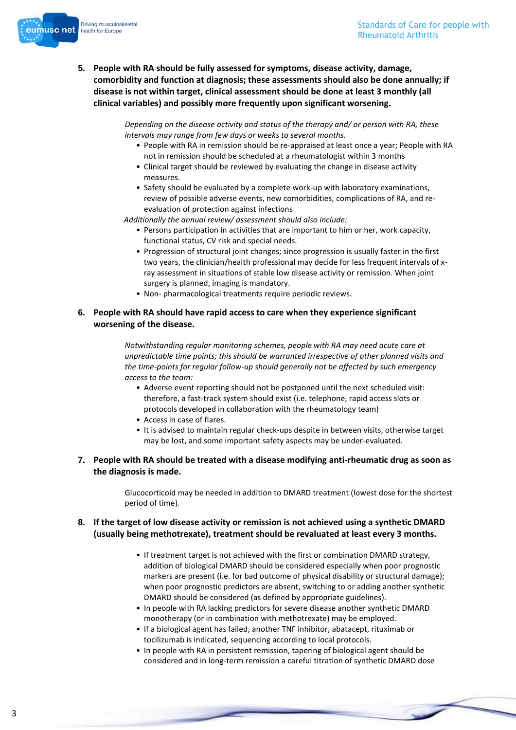5. **People with RA should be fully assessed for symptoms, disease activity, damage, comorbidity and function at diagnosis; these assessments should also be done annually; if disease is not within target, clinical assessment should be done at least 3 monthly (all clinical variables) and possibly more frequently upon significant worsening.**

   *Depending on the disease activity and status of the therapy and/ or person with RA, these intervals may range from few days or weeks to several months.*
   - People with RA in remission should be re-appraised at least once a year; People with RA not in remission should be scheduled at a rheumatologist within 3 months
   - Clinical target should be reviewed by evaluating the change in disease activity measures.
   - Safety should be evaluated by a complete work-up with laboratory examinations, review of possible adverse events, new comorbidities, complications of RA, and re-evaluation of protection against infections

   *Additionally the annual review/ assessment should also include:*
   - Persons participation in activities that are important to him or her, work capacity, functional status, CV risk and special needs.
   - Progression of structural joint changes; since progression is usually faster in the first two years, the clinician/health professional may decide for less frequent intervals of x-ray assessment in situations of stable low disease activity or remission. When joint surgery is planned, imaging is mandatory.
   - Non- pharmacological treatments require periodic reviews.

6. **People with RA should have rapid access to care when they experience significant worsening of the disease.**

   *Notwithstanding regular monitoring schemes, people with RA may need acute care at unpredictable time points; this should be warranted irrespective of other planned visits and the time-points for regular follow-up should generally not be affected by such emergency access to the team:*
   - Adverse event reporting should not be postponed until the next scheduled visit: therefore, a fast-track system should exist (i.e. telephone, rapid access slots or protocols developed in collaboration with the rheumatology team)
   - Access in case of flares.
   - It is advised to maintain regular check-ups despite in between visits, otherwise target may be lost, and some important safety aspects may be under-evaluated.

7. **People with RA should be treated with a disease modifying anti-rheumatic drug as soon as the diagnosis is made.**

   Glucocorticoid may be needed in addition to DMARD treatment (lowest dose for the shortest period of time).

8. **If the target of low disease activity or remission is not achieved using a synthetic DMARD (usually being methotrexate), treatment should be revaluated at least every 3 months.**

   - If treatment target is not achieved with the first or combination DMARD strategy, addition of biological DMARD should be considered especially when poor prognostic markers are present (i.e. for bad outcome of physical disability or structural damage); when poor prognostic predictors are absent, switching to or adding another synthetic DMARD should be considered (as defined by appropriate guidelines).
   - In people with RA lacking predictors for severe disease another synthetic DMARD monotherapy (or in combination with methotrexate) may be employed.
   - If a biological agent has failed, another TNF inhibitor, abatacept, rituximab or tocilizumab is indicated, sequencing according to local protocols.
   - In people with RA in persistent remission, tapering of biological agent should be considered and in long-term remission a careful titration of synthetic DMARD dose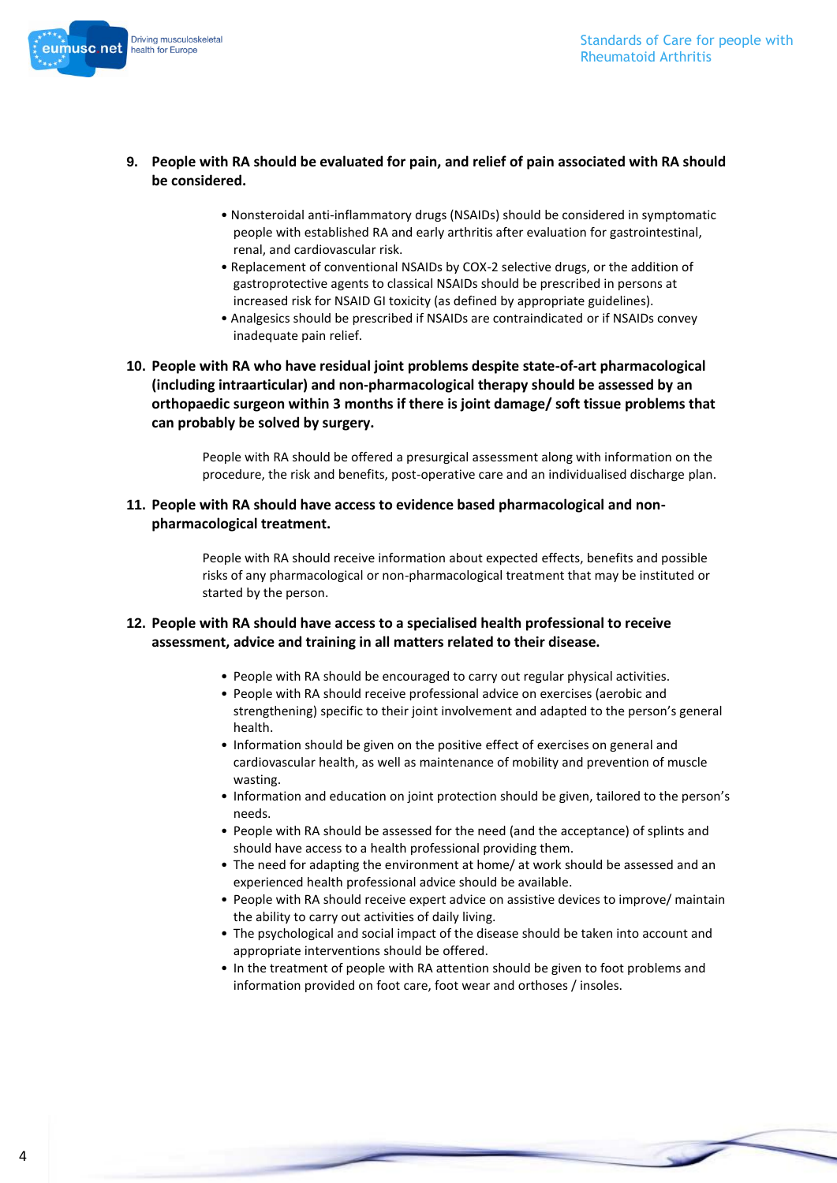9. **People with RA should be evaluated for pain, and relief of pain associated with RA should be considered.**

   - Nonsteroidal anti-inflammatory drugs (NSAIDs) should be considered in symptomatic people with established RA and early arthritis after evaluation for gastrointestinal, renal, and cardiovascular risk.
   - Replacement of conventional NSAIDs by COX-2 selective drugs, or the addition of gastroprotective agents to classical NSAIDs should be prescribed in persons at increased risk for NSAID GI toxicity (as defined by appropriate guidelines).
   - Analgesics should be prescribed if NSAIDs are contraindicated or if NSAIDs convey inadequate pain relief.

10. **People with RA who have residual joint problems despite state-of-art pharmacological (including intraarticular) and non-pharmacological therapy should be assessed by an orthopaedic surgeon within 3 months if there is joint damage/ soft tissue problems that can probably be solved by surgery.**

    People with RA should be offered a presurgical assessment along with information on the procedure, the risk and benefits, post-operative care and an individualised discharge plan.

11. **People with RA should have access to evidence based pharmacological and non-pharmacological treatment.**

    People with RA should receive information about expected effects, benefits and possible risks of any pharmacological or non-pharmacological treatment that may be instituted or started by the person.

12. **People with RA should have access to a specialised health professional to receive assessment, advice and training in all matters related to their disease.**

    - People with RA should be encouraged to carry out regular physical activities.
    - People with RA should receive professional advice on exercises (aerobic and strengthening) specific to their joint involvement and adapted to the person's general health.
    - Information should be given on the positive effect of exercises on general and cardiovascular health, as well as maintenance of mobility and prevention of muscle wasting.
    - Information and education on joint protection should be given, tailored to the person's needs.
    - People with RA should be assessed for the need (and the acceptance) of splints and should have access to a health professional providing them.
    - The need for adapting the environment at home/ at work should be assessed and an experienced health professional advice should be available.
    - People with RA should receive expert advice on assistive devices to improve/ maintain the ability to carry out activities of daily living.
    - The psychological and social impact of the disease should be taken into account and appropriate interventions should be offered.
    - In the treatment of people with RA attention should be given to foot problems and information provided on foot care, foot wear and orthoses / insoles.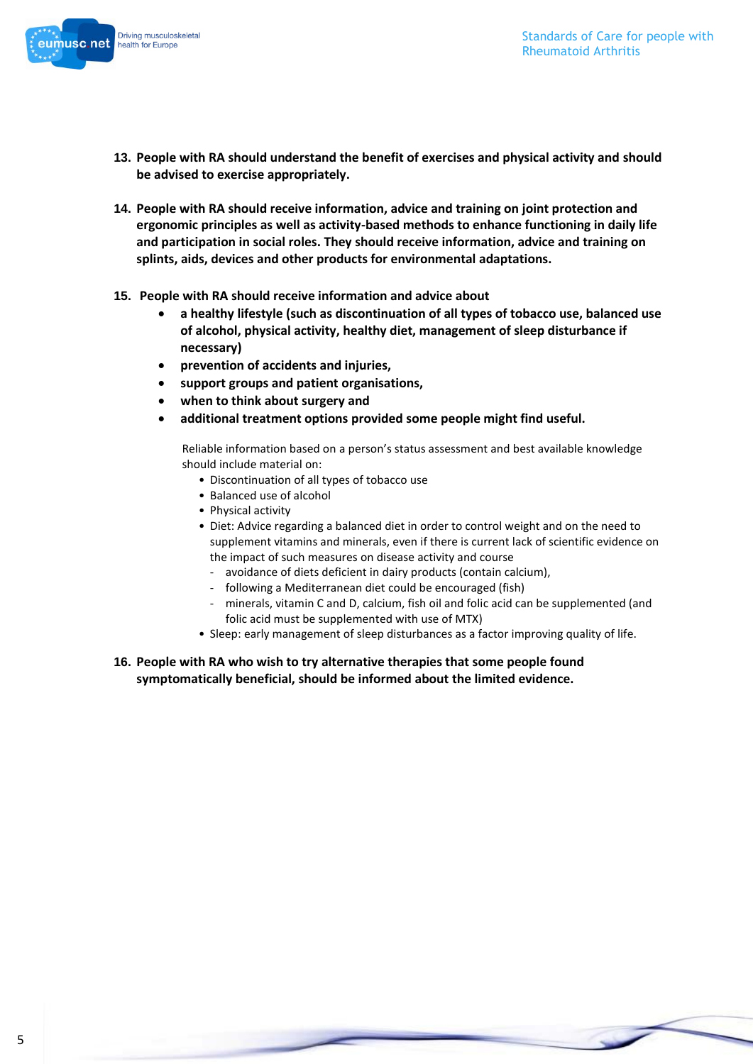13. **People with RA should understand the benefit of exercises and physical activity and should be advised to exercise appropriately.**

14. **People with RA should receive information, advice and training on joint protection and ergonomic principles as well as activity-based methods to enhance functioning in daily life and participation in social roles. They should receive information, advice and training on splints, aids, devices and other products for environmental adaptations.**

15. **People with RA should receive information and advice about**
    - **a healthy lifestyle (such as discontinuation of all types of tobacco use, balanced use of alcohol, physical activity, healthy diet, management of sleep disturbance if necessary)**
    - **prevention of accidents and injuries,**
    - **support groups and patient organisations,**
    - **when to think about surgery and**
    - **additional treatment options provided some people might find useful.**

    Reliable information based on a person's status assessment and best available knowledge should include material on:
    - Discontinuation of all types of tobacco use
    - Balanced use of alcohol
    - Physical activity
    - Diet: Advice regarding a balanced diet in order to control weight and on the need to supplement vitamins and minerals, even if there is current lack of scientific evidence on the impact of such measures on disease activity and course
      - avoidance of diets deficient in dairy products (contain calcium),
      - following a Mediterranean diet could be encouraged (fish)
      - minerals, vitamin C and D, calcium, fish oil and folic acid can be supplemented (and folic acid must be supplemented with use of MTX)
    - Sleep: early management of sleep disturbances as a factor improving quality of life.

16. **People with RA who wish to try alternative therapies that some people found symptomatically beneficial, should be informed about the limited evidence.**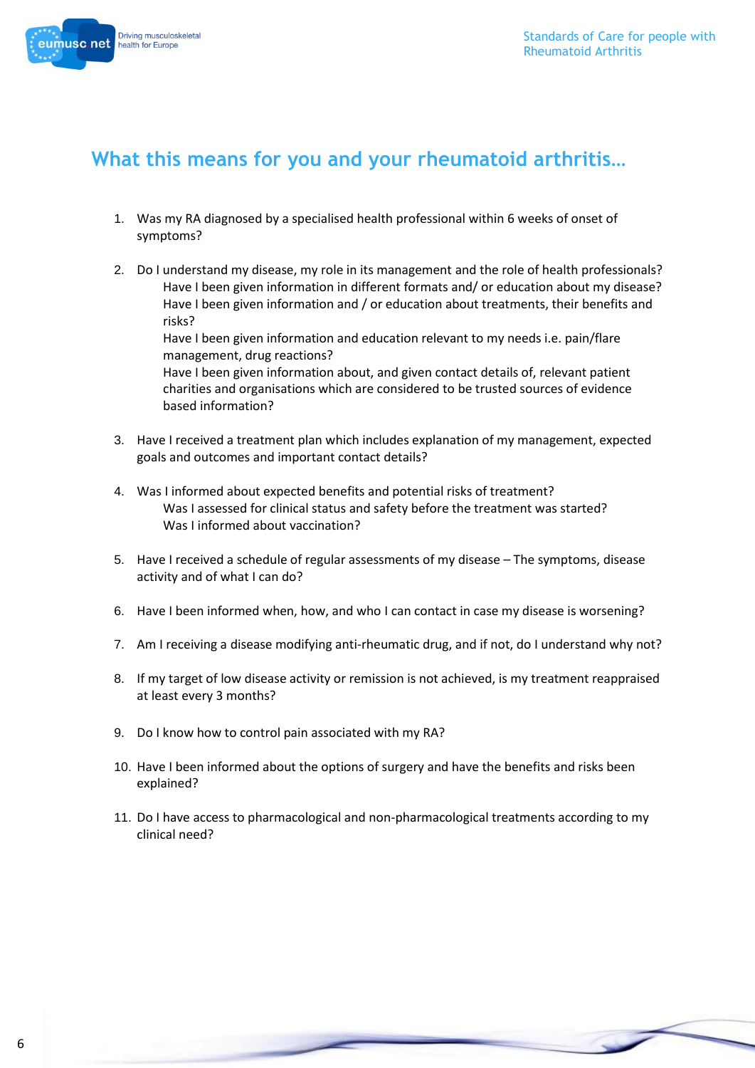## What this means for you and your rheumatoid arthritis…

1. Was my RA diagnosed by a specialised health professional within 6 weeks of onset of symptoms?

2. Do I understand my disease, my role in its management and the role of health professionals?
   Have I been given information in different formats and/ or education about my disease?
   Have I been given information and / or education about treatments, their benefits and risks?
   Have I been given information and education relevant to my needs i.e. pain/flare management, drug reactions?
   Have I been given information about, and given contact details of, relevant patient charities and organisations which are considered to be trusted sources of evidence based information?

3. Have I received a treatment plan which includes explanation of my management, expected goals and outcomes and important contact details?

4. Was I informed about expected benefits and potential risks of treatment?
   Was I assessed for clinical status and safety before the treatment was started?
   Was I informed about vaccination?

5. Have I received a schedule of regular assessments of my disease – The symptoms, disease activity and of what I can do?

6. Have I been informed when, how, and who I can contact in case my disease is worsening?

7. Am I receiving a disease modifying anti-rheumatic drug, and if not, do I understand why not?

8. If my target of low disease activity or remission is not achieved, is my treatment reappraised at least every 3 months?

9. Do I know how to control pain associated with my RA?

10. Have I been informed about the options of surgery and have the benefits and risks been explained?

11. Do I have access to pharmacological and non-pharmacological treatments according to my clinical need?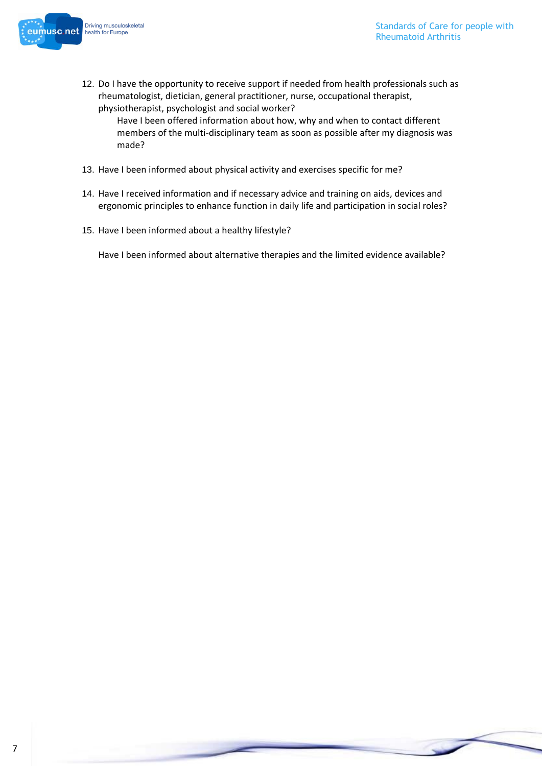12. Do I have the opportunity to receive support if needed from health professionals such as rheumatologist, dietician, general practitioner, nurse, occupational therapist, physiotherapist, psychologist and social worker?

    Have I been offered information about how, why and when to contact different members of the multi-disciplinary team as soon as possible after my diagnosis was made?

13. Have I been informed about physical activity and exercises specific for me?

14. Have I received information and if necessary advice and training on aids, devices and ergonomic principles to enhance function in daily life and participation in social roles?

15. Have I been informed about a healthy lifestyle?

    Have I been informed about alternative therapies and the limited evidence available?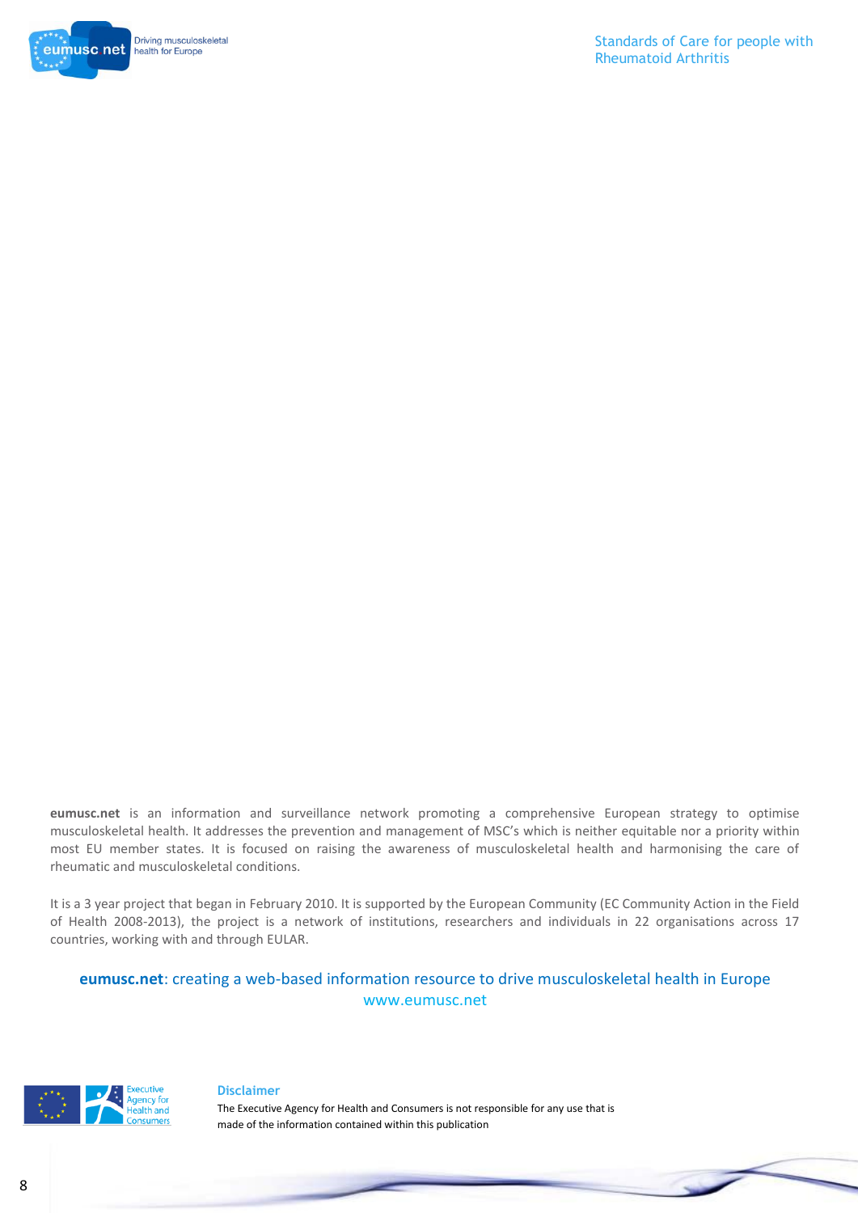**eumusc.net** is an information and surveillance network promoting a comprehensive European strategy to optimise musculoskeletal health. It addresses the prevention and management of MSC's which is neither equitable nor a priority within most EU member states. It is focused on raising the awareness of musculoskeletal health and harmonising the care of rheumatic and musculoskeletal conditions.

It is a 3 year project that began in February 2010. It is supported by the European Community (EC Community Action in the Field of Health 2008-2013), the project is a network of institutions, researchers and individuals in 22 organisations across 17 countries, working with and through EULAR.

**eumusc.net**: creating a web-based information resource to drive musculoskeletal health in Europe
www.eumusc.net

### Disclaimer

The Executive Agency for Health and Consumers is not responsible for any use that is made of the information contained within this publication